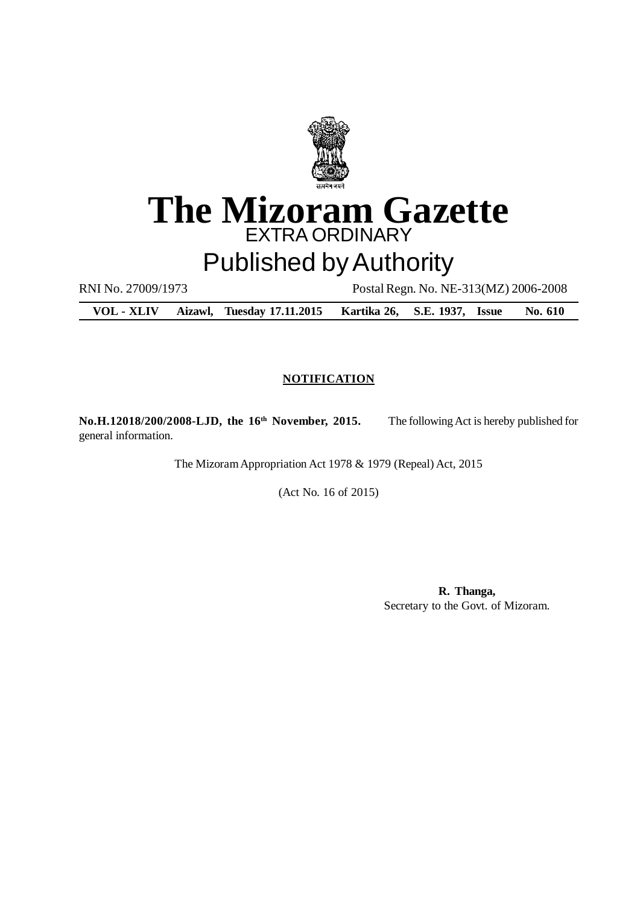# The Mizoram Gazette

EXTRA ORDINARY

Published by Authority

RNI No. 27009/1973 Postal Regn. No. NE-313(MZ) 2006-2008

**VOL - XLIV Aizawl, Tuesday 17.11.2015 Kartika 26, S.E. 1937, Issue No. 610**

**NOTIFICATION**

**No.H.12018/200/2008-LJD, the 16th November, 2015.** The following Act is hereby published for general information.

The Mizoram Appropriation Act 1978 & 1979 (Repeal) Act, 2015

(Act No. 16 of 2015)

**R. Thanga,**
Secretary to the Govt. of Mizoram.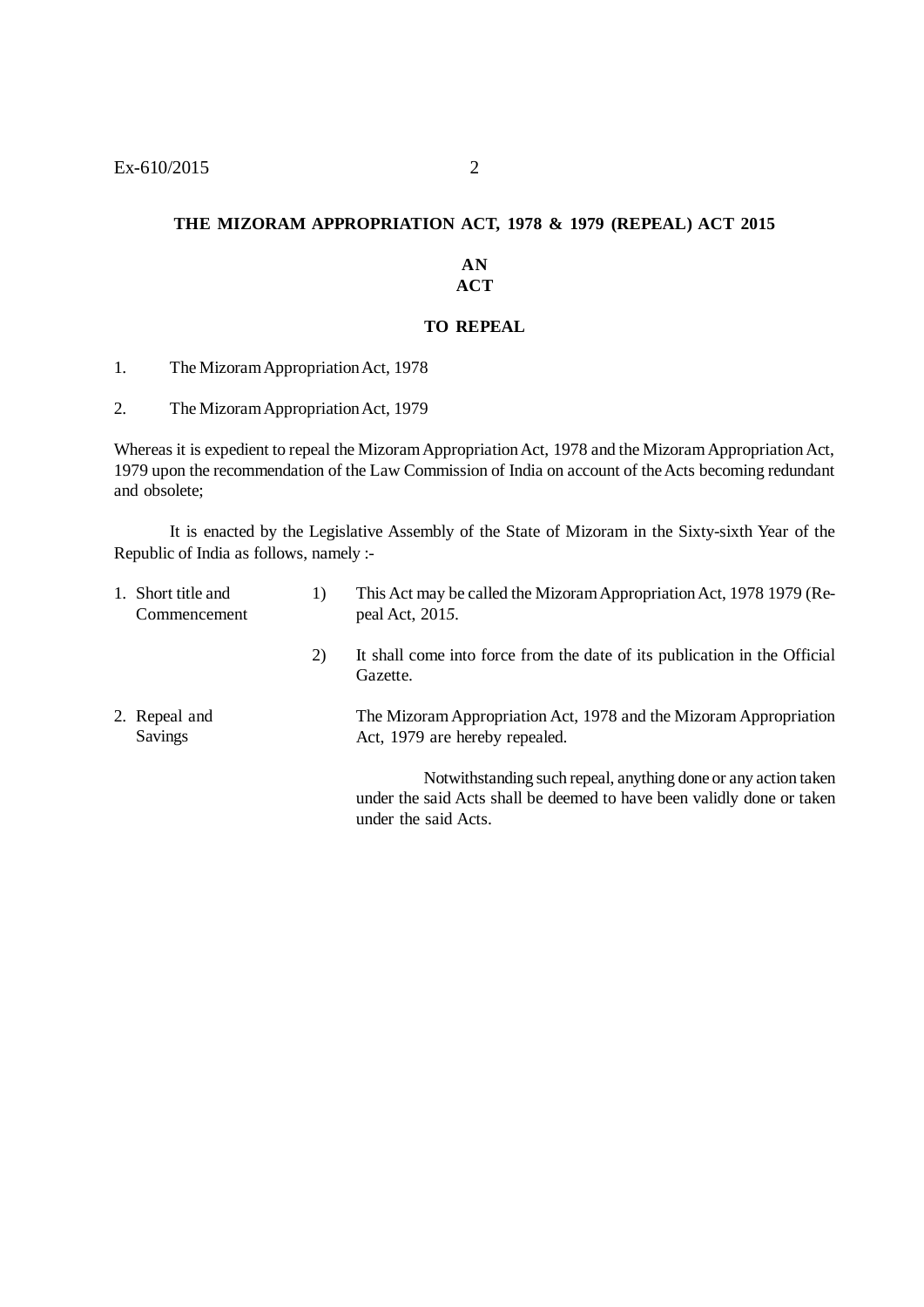## THE MIZORAM APPROPRIATION ACT, 1978 & 1979 (REPEAL) ACT 2015

**AN**
**ACT**

**TO REPEAL**

1. The Mizoram Appropriation Act, 1978

2. The Mizoram Appropriation Act, 1979

Whereas it is expedient to repeal the Mizoram Appropriation Act, 1978 and the Mizoram Appropriation Act, 1979 upon the recommendation of the Law Commission of India on account of the Acts becoming redundant and obsolete;

It is enacted by the Legislative Assembly of the State of Mizoram in the Sixty-sixth Year of the Republic of India as follows, namely :-

1. Short title and Commencement

   1) This Act may be called the Mizoram Appropriation Act, 1978 1979 (Repeal Act, 2015.

   2) It shall come into force from the date of its publication in the Official Gazette.

2. Repeal and Savings

   The Mizoram Appropriation Act, 1978 and the Mizoram Appropriation Act, 1979 are hereby repealed.

   Notwithstanding such repeal, anything done or any action taken under the said Acts shall be deemed to have been validly done or taken under the said Acts.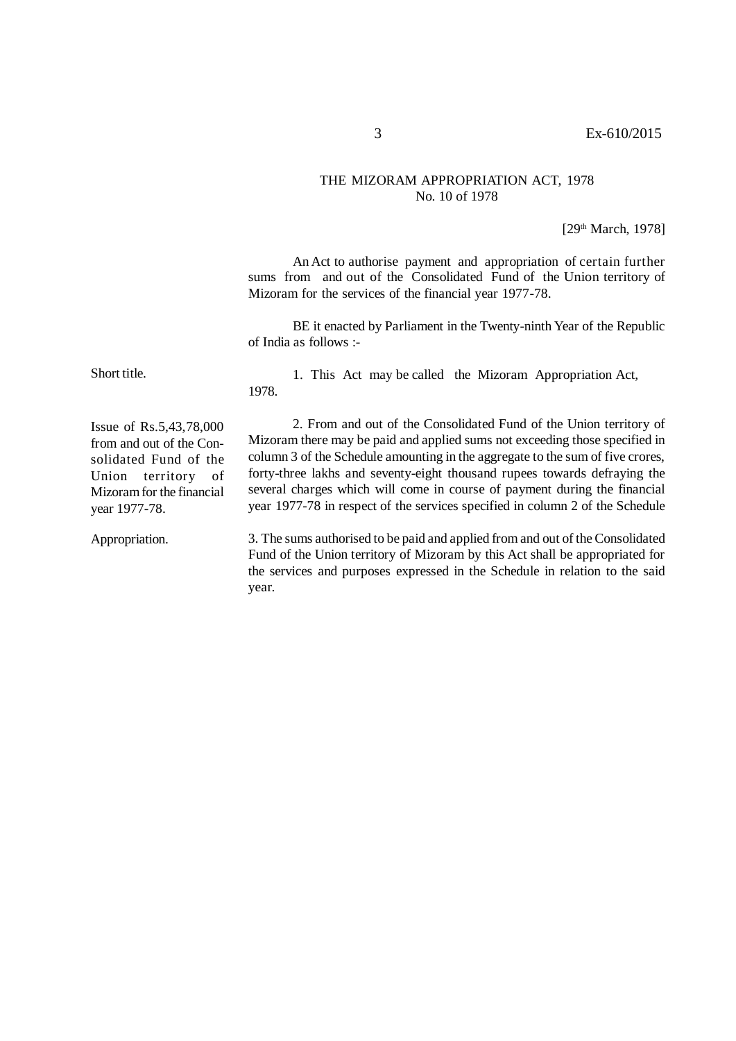# THE MIZORAM APPROPRIATION ACT, 1978
No. 10 of 1978

[29th March, 1978]

An Act to authorise payment and appropriation of certain further sums from and out of the Consolidated Fund of the Union territory of Mizoram for the services of the financial year 1977-78.

BE it enacted by Parliament in the Twenty-ninth Year of the Republic of India as follows :-

*Short title.*

1. This Act may be called the Mizoram Appropriation Act, 1978.

*Issue of Rs.5,43,78,000 from and out of the Consolidated Fund of the Union territory of Mizoram for the financial year 1977-78.*

2. From and out of the Consolidated Fund of the Union territory of Mizoram there may be paid and applied sums not exceeding those specified in column 3 of the Schedule amounting in the aggregate to the sum of five crores, forty-three lakhs and seventy-eight thousand rupees towards defraying the several charges which will come in course of payment during the financial year 1977-78 in respect of the services specified in column 2 of the Schedule

*Appropriation.*

3. The sums authorised to be paid and applied from and out of the Consolidated Fund of the Union territory of Mizoram by this Act shall be appropriated for the services and purposes expressed in the Schedule in relation to the said year.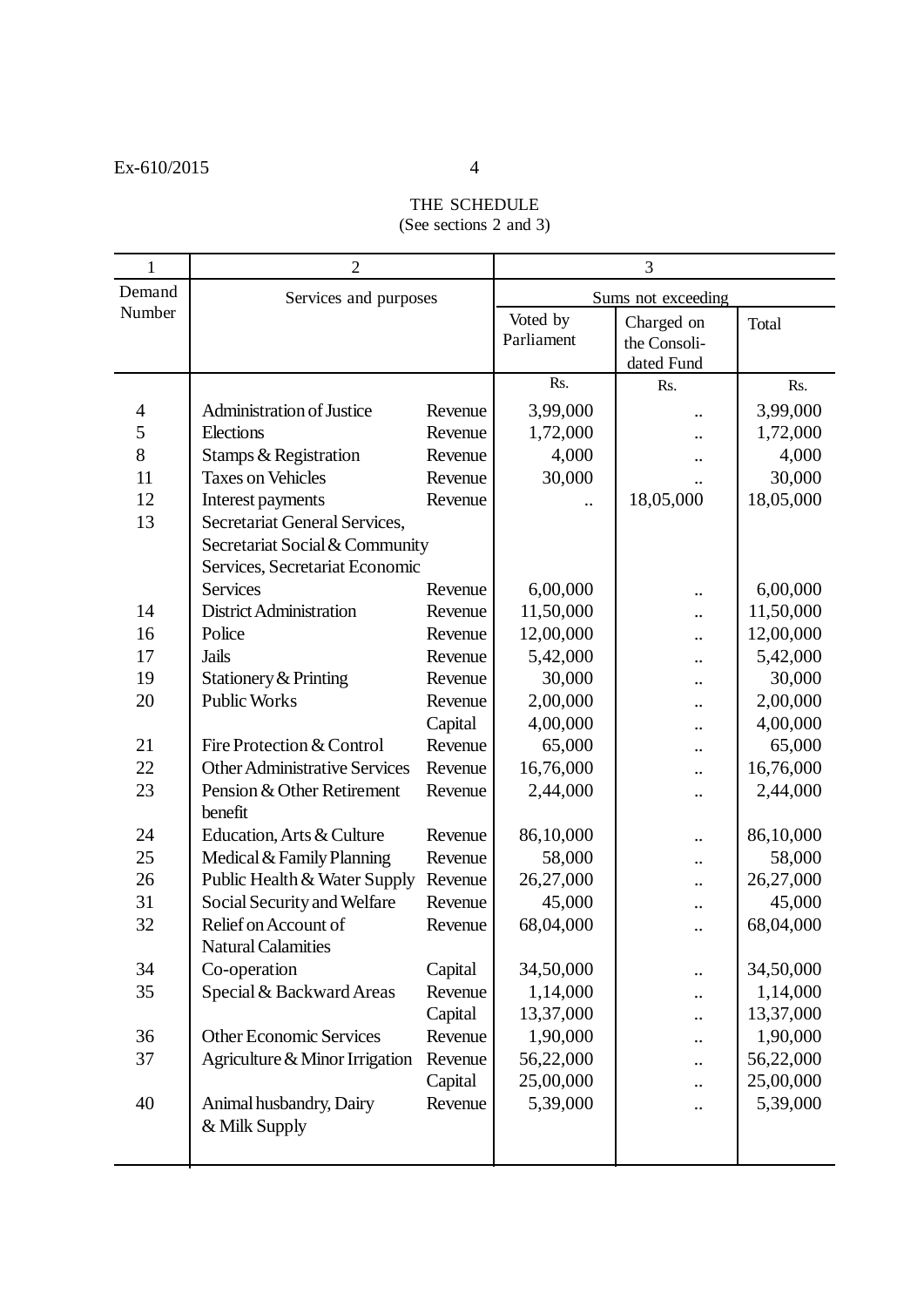THE SCHEDULE
(See sections 2 and 3)

| 1 | 2 | | 3 | | |
|---|---|---|---|---|---|
| Demand Number | Services and purposes | | Sums not exceeding | | |
| | | | Voted by Parliament | Charged on the Consoli-dated Fund | Total |
| | | | Rs. | Rs. | Rs. |
| 4 | Administration of Justice | Revenue | 3,99,000 | .. | 3,99,000 |
| 5 | Elections | Revenue | 1,72,000 | .. | 1,72,000 |
| 8 | Stamps & Registration | Revenue | 4,000 | .. | 4,000 |
| 11 | Taxes on Vehicles | Revenue | 30,000 | .. | 30,000 |
| 12 | Interest payments | Revenue | .. | 18,05,000 | 18,05,000 |
| 13 | Secretariat General Services, Secretariat Social & Community Services, Secretariat Economic Services | Revenue | 6,00,000 | .. | 6,00,000 |
| 14 | District Administration | Revenue | 11,50,000 | .. | 11,50,000 |
| 16 | Police | Revenue | 12,00,000 | .. | 12,00,000 |
| 17 | Jails | Revenue | 5,42,000 | .. | 5,42,000 |
| 19 | Stationery & Printing | Revenue | 30,000 | .. | 30,000 |
| 20 | Public Works | Revenue | 2,00,000 | .. | 2,00,000 |
| | | Capital | 4,00,000 | .. | 4,00,000 |
| 21 | Fire Protection & Control | Revenue | 65,000 | .. | 65,000 |
| 22 | Other Administrative Services | Revenue | 16,76,000 | .. | 16,76,000 |
| 23 | Pension & Other Retirement benefit | Revenue | 2,44,000 | .. | 2,44,000 |
| 24 | Education, Arts & Culture | Revenue | 86,10,000 | .. | 86,10,000 |
| 25 | Medical & Family Planning | Revenue | 58,000 | .. | 58,000 |
| 26 | Public Health & Water Supply | Revenue | 26,27,000 | .. | 26,27,000 |
| 31 | Social Security and Welfare | Revenue | 45,000 | .. | 45,000 |
| 32 | Relief on Account of Natural Calamities | Revenue | 68,04,000 | .. | 68,04,000 |
| 34 | Co-operation | Capital | 34,50,000 | .. | 34,50,000 |
| 35 | Special & Backward Areas | Revenue | 1,14,000 | .. | 1,14,000 |
| | | Capital | 13,37,000 | .. | 13,37,000 |
| 36 | Other Economic Services | Revenue | 1,90,000 | .. | 1,90,000 |
| 37 | Agriculture & Minor Irrigation | Revenue | 56,22,000 | .. | 56,22,000 |
| | | Capital | 25,00,000 | .. | 25,00,000 |
| 40 | Animal husbandry, Dairy & Milk Supply | Revenue | 5,39,000 | .. | 5,39,000 |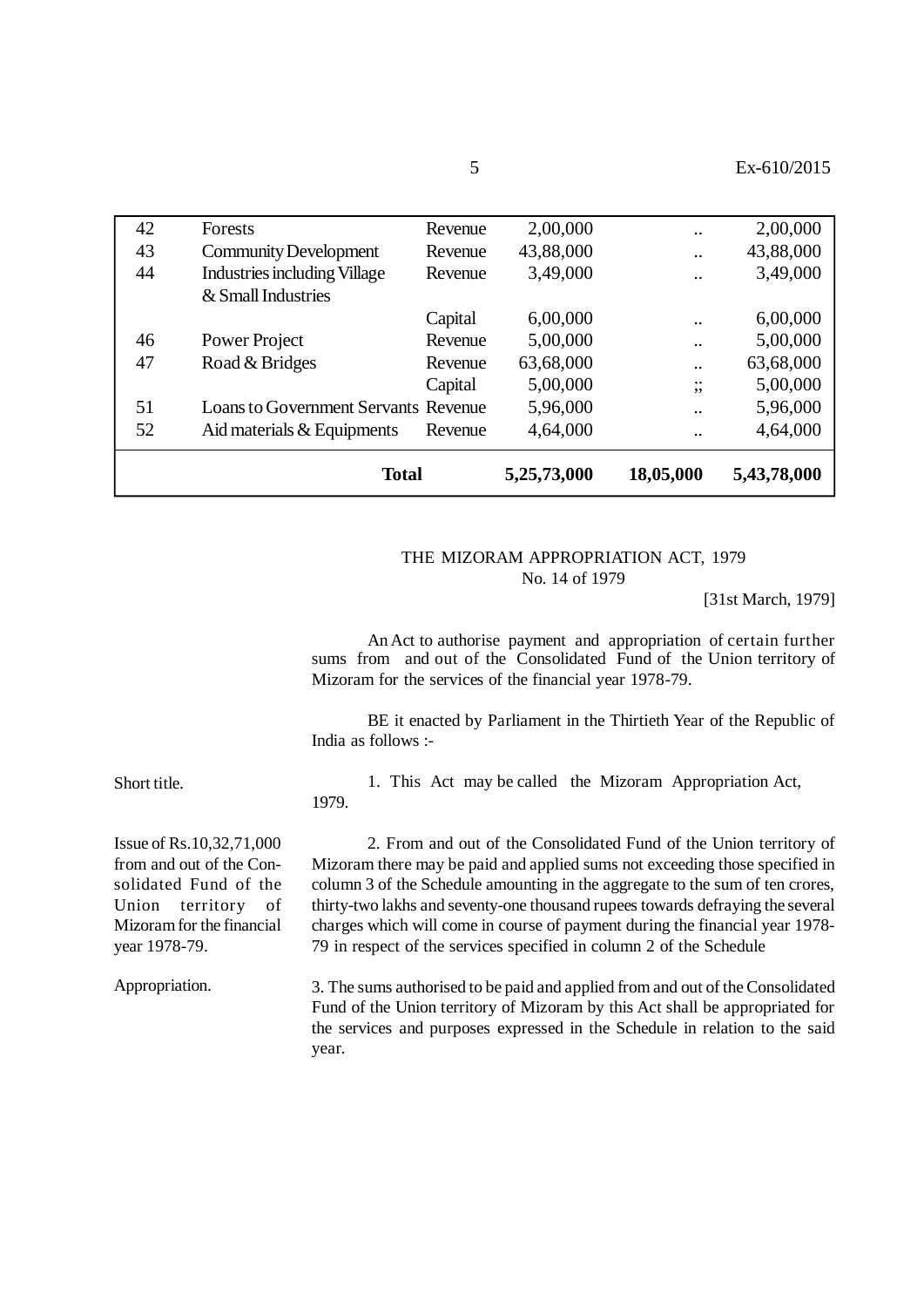| 42 | Forests | Revenue | 2,00,000 | .. | 2,00,000 |
|---|---|---|---|---|---|
| 43 | Community Development | Revenue | 43,88,000 | .. | 43,88,000 |
| 44 | Industries including Village & Small Industries | Revenue | 3,49,000 | .. | 3,49,000 |
| | | Capital | 6,00,000 | .. | 6,00,000 |
| 46 | Power Project | Revenue | 5,00,000 | .. | 5,00,000 |
| 47 | Road & Bridges | Revenue | 63,68,000 | .. | 63,68,000 |
| | | Capital | 5,00,000 | ;; | 5,00,000 |
| 51 | Loans to Government Servants | Revenue | 5,96,000 | .. | 5,96,000 |
| 52 | Aid materials & Equipments | Revenue | 4,64,000 | .. | 4,64,000 |
| | **Total** | | **5,25,73,000** | **18,05,000** | **5,43,78,000** |

## THE MIZORAM APPROPRIATION ACT, 1979
No. 14 of 1979

[31st March, 1979]

An Act to authorise payment and appropriation of certain further sums from and out of the Consolidated Fund of the Union territory of Mizoram for the services of the financial year 1978-79.

BE it enacted by Parliament in the Thirtieth Year of the Republic of India as follows :-

Short title.

1. This Act may be called the Mizoram Appropriation Act, 1979.

Issue of Rs.10,32,71,000 from and out of the Consolidated Fund of the Union territory of Mizoram for the financial year 1978-79.

2. From and out of the Consolidated Fund of the Union territory of Mizoram there may be paid and applied sums not exceeding those specified in column 3 of the Schedule amounting in the aggregate to the sum of ten crores, thirty-two lakhs and seventy-one thousand rupees towards defraying the several charges which will come in course of payment during the financial year 1978-79 in respect of the services specified in column 2 of the Schedule

Appropriation.

3. The sums authorised to be paid and applied from and out of the Consolidated Fund of the Union territory of Mizoram by this Act shall be appropriated for the services and purposes expressed in the Schedule in relation to the said year.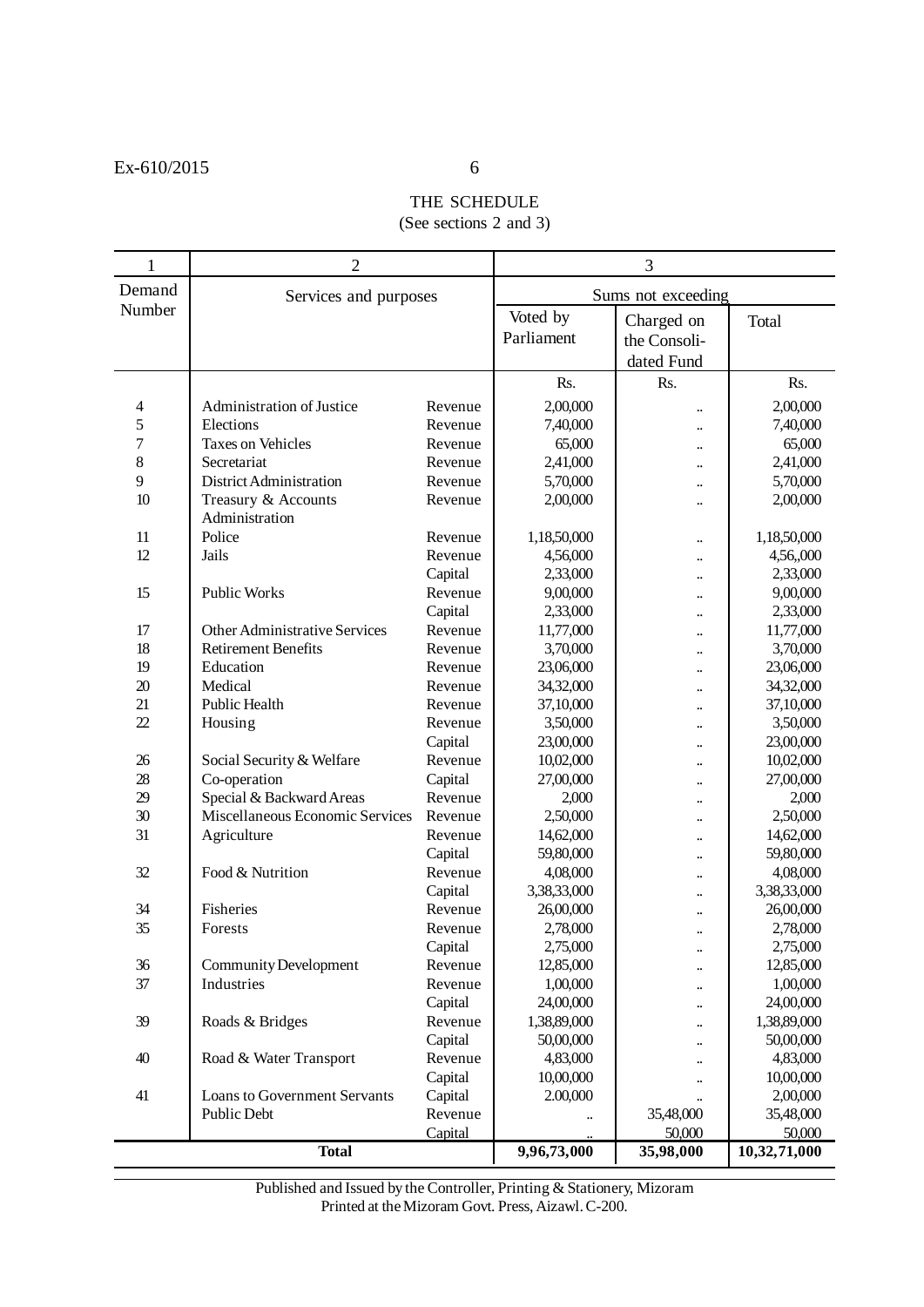## THE SCHEDULE

(See sections 2 and 3)

| 1 | 2 | | 3 | | |
|---|---|---|---|---|---|
| Demand Number | Services and purposes | | Sums not exceeding | | |
| | | | Voted by Parliament | Charged on the Consolidated Fund | Total |
| | | | Rs. | Rs. | Rs. |
| 4 | Administration of Justice | Revenue | 2,00,000 | .. | 2,00,000 |
| 5 | Elections | Revenue | 7,40,000 | .. | 7,40,000 |
| 7 | Taxes on Vehicles | Revenue | 65,000 | .. | 65,000 |
| 8 | Secretariat | Revenue | 2,41,000 | .. | 2,41,000 |
| 9 | District Administration | Revenue | 5,70,000 | .. | 5,70,000 |
| 10 | Treasury & Accounts Administration | Revenue | 2,00,000 | .. | 2,00,000 |
| 11 | Police | Revenue | 1,18,50,000 | .. | 1,18,50,000 |
| 12 | Jails | Revenue | 4,56,000 | .. | 4,56,,000 |
| | | Capital | 2,33,000 | .. | 2,33,000 |
| 15 | Public Works | Revenue | 9,00,000 | .. | 9,00,000 |
| | | Capital | 2,33,000 | .. | 2,33,000 |
| 17 | Other Administrative Services | Revenue | 11,77,000 | .. | 11,77,000 |
| 18 | Retirement Benefits | Revenue | 3,70,000 | .. | 3,70,000 |
| 19 | Education | Revenue | 23,06,000 | .. | 23,06,000 |
| 20 | Medical | Revenue | 34,32,000 | .. | 34,32,000 |
| 21 | Public Health | Revenue | 37,10,000 | .. | 37,10,000 |
| 22 | Housing | Revenue | 3,50,000 | .. | 3,50,000 |
| | | Capital | 23,00,000 | .. | 23,00,000 |
| 26 | Social Security & Welfare | Revenue | 10,02,000 | .. | 10,02,000 |
| 28 | Co-operation | Capital | 27,00,000 | .. | 27,00,000 |
| 29 | Special & Backward Areas | Revenue | 2,000 | .. | 2,000 |
| 30 | Miscellaneous Economic Services | Revenue | 2,50,000 | .. | 2,50,000 |
| 31 | Agriculture | Revenue | 14,62,000 | .. | 14,62,000 |
| | | Capital | 59,80,000 | .. | 59,80,000 |
| 32 | Food & Nutrition | Revenue | 4,08,000 | .. | 4,08,000 |
| | | Capital | 3,38,33,000 | .. | 3,38,33,000 |
| 34 | Fisheries | Revenue | 26,00,000 | .. | 26,00,000 |
| 35 | Forests | Revenue | 2,78,000 | .. | 2,78,000 |
| | | Capital | 2,75,000 | .. | 2,75,000 |
| 36 | Community Development | Revenue | 12,85,000 | .. | 12,85,000 |
| 37 | Industries | Revenue | 1,00,000 | .. | 1,00,000 |
| | | Capital | 24,00,000 | .. | 24,00,000 |
| 39 | Roads & Bridges | Revenue | 1,38,89,000 | .. | 1,38,89,000 |
| | | Capital | 50,00,000 | .. | 50,00,000 |
| 40 | Road & Water Transport | Revenue | 4,83,000 | .. | 4,83,000 |
| | | Capital | 10,00,000 | .. | 10,00,000 |
| 41 | Loans to Government Servants | Capital | 2.00,000 | .. | 2,00,000 |
| | Public Debt | Revenue | .. | 35,48,000 | 35,48,000 |
| | | Capital | .. | 50,000 | 50,000 |
| | **Total** | | **9,96,73,000** | **35,98,000** | **10,32,71,000** |

Published and Issued by the Controller, Printing & Stationery, Mizoram
Printed at the Mizoram Govt. Press, Aizawl. C-200.